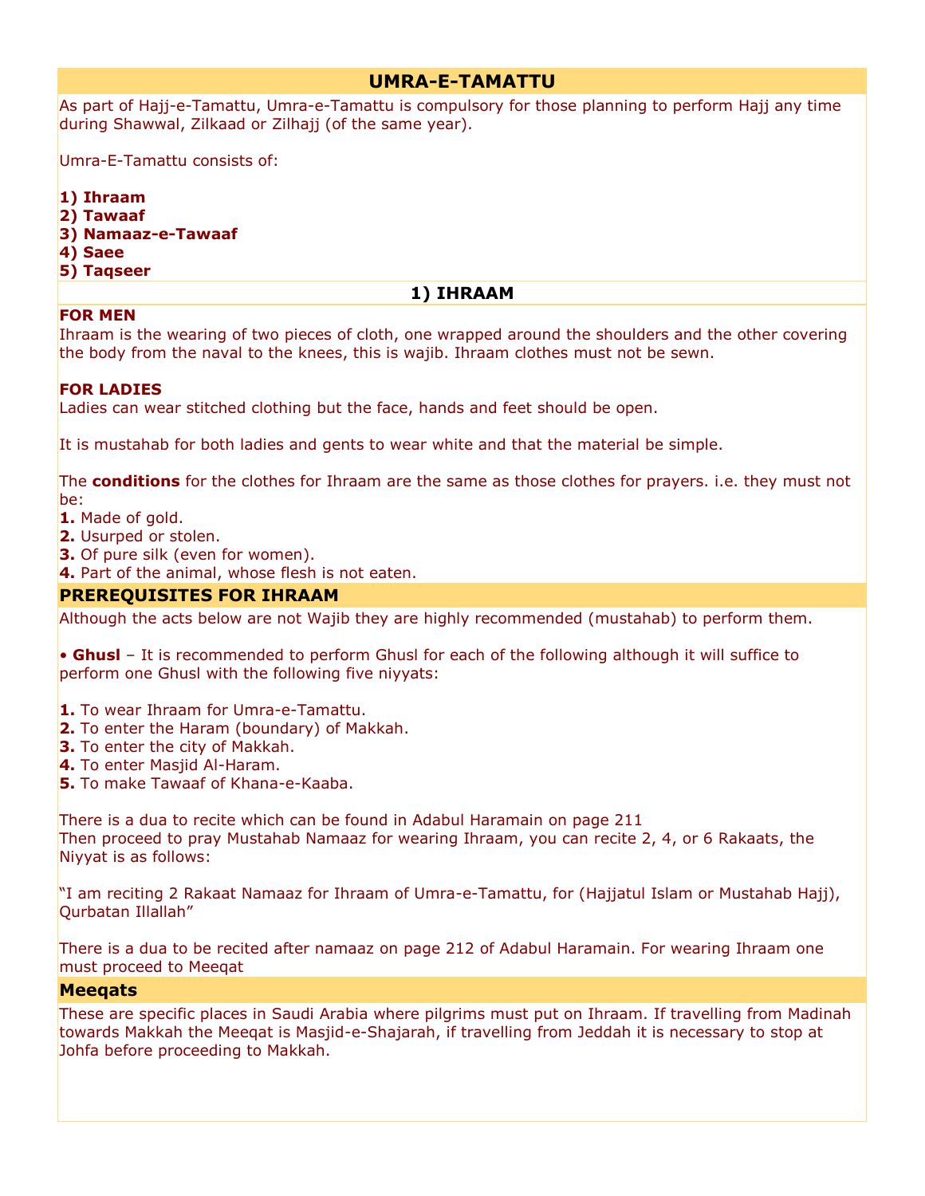# UMRA-E-TAMATTU

As part of Hajj-e-Tamattu, Umra-e-Tamattu is compulsory for those planning to perform Hajj any time during Shawwal, Zilkaad or Zilhajj (of the same year).

Umra-E-Tamattu consists of:

**1) Ihraam**
**2) Tawaaf**
**3) Namaaz-e-Tawaaf**
**4) Saee**
**5) Taqseer**

## 1) IHRAAM

**FOR MEN**
Ihraam is the wearing of two pieces of cloth, one wrapped around the shoulders and the other covering the body from the naval to the knees, this is wajib. Ihraam clothes must not be sewn.

**FOR LADIES**
Ladies can wear stitched clothing but the face, hands and feet should be open.

It is mustahab for both ladies and gents to wear white and that the material be simple.

The **conditions** for the clothes for Ihraam are the same as those clothes for prayers. i.e. they must not be:

**1.** Made of gold.
**2.** Usurped or stolen.
**3.** Of pure silk (even for women).
**4.** Part of the animal, whose flesh is not eaten.

## PREREQUISITES FOR IHRAAM

Although the acts below are not Wajib they are highly recommended (mustahab) to perform them.

• **Ghusl** – It is recommended to perform Ghusl for each of the following although it will suffice to perform one Ghusl with the following five niyyats:

**1.** To wear Ihraam for Umra-e-Tamattu.
**2.** To enter the Haram (boundary) of Makkah.
**3.** To enter the city of Makkah.
**4.** To enter Masjid Al-Haram.
**5.** To make Tawaaf of Khana-e-Kaaba.

There is a dua to recite which can be found in Adabul Haramain on page 211
Then proceed to pray Mustahab Namaaz for wearing Ihraam, you can recite 2, 4, or 6 Rakaats, the Niyyat is as follows:

"I am reciting 2 Rakaat Namaaz for Ihraam of Umra-e-Tamattu, for (Hajjatul Islam or Mustahab Hajj), Qurbatan Illallah"

There is a dua to be recited after namaaz on page 212 of Adabul Haramain. For wearing Ihraam one must proceed to Meeqat

## Meeqats

These are specific places in Saudi Arabia where pilgrims must put on Ihraam. If travelling from Madinah towards Makkah the Meeqat is Masjid-e-Shajarah, if travelling from Jeddah it is necessary to stop at Johfa before proceeding to Makkah.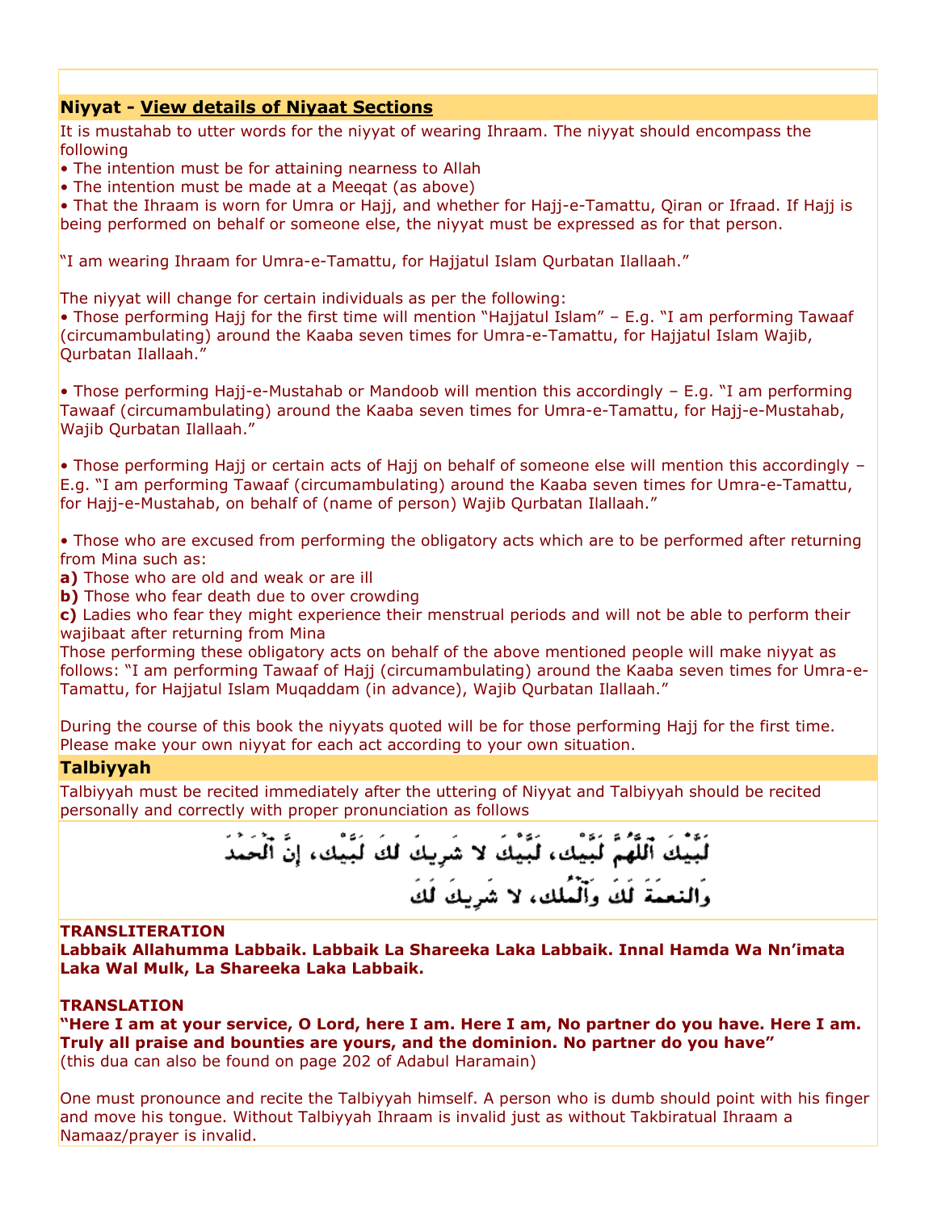## Niyyat - View details of Niyaat Sections

It is mustahab to utter words for the niyyat of wearing Ihraam. The niyyat should encompass the following

- The intention must be for attaining nearness to Allah
- The intention must be made at a Meeqat (as above)
- That the Ihraam is worn for Umra or Hajj, and whether for Hajj-e-Tamattu, Qiran or Ifraad. If Hajj is being performed on behalf or someone else, the niyyat must be expressed as for that person.

"I am wearing Ihraam for Umra-e-Tamattu, for Hajjatul Islam Qurbatan Ilallaah."

The niyyat will change for certain individuals as per the following:

- Those performing Hajj for the first time will mention "Hajjatul Islam" – E.g. "I am performing Tawaaf (circumambulating) around the Kaaba seven times for Umra-e-Tamattu, for Hajjatul Islam Wajib, Qurbatan Ilallaah."

- Those performing Hajj-e-Mustahab or Mandoob will mention this accordingly – E.g. "I am performing Tawaaf (circumambulating) around the Kaaba seven times for Umra-e-Tamattu, for Hajj-e-Mustahab, Wajib Qurbatan Ilallaah."

- Those performing Hajj or certain acts of Hajj on behalf of someone else will mention this accordingly – E.g. "I am performing Tawaaf (circumambulating) around the Kaaba seven times for Umra-e-Tamattu, for Hajj-e-Mustahab, on behalf of (name of person) Wajib Qurbatan Ilallaah."

- Those who are excused from performing the obligatory acts which are to be performed after returning from Mina such as:

**a)** Those who are old and weak or are ill
**b)** Those who fear death due to over crowding
**c)** Ladies who fear they might experience their menstrual periods and will not be able to perform their wajibaat after returning from Mina

Those performing these obligatory acts on behalf of the above mentioned people will make niyyat as follows: "I am performing Tawaaf of Hajj (circumambulating) around the Kaaba seven times for Umra-e-Tamattu, for Hajjatul Islam Muqaddam (in advance), Wajib Qurbatan Ilallaah."

During the course of this book the niyyats quoted will be for those performing Hajj for the first time. Please make your own niyyat for each act according to your own situation.

## Talbiyyah

Talbiyyah must be recited immediately after the uttering of Niyyat and Talbiyyah should be recited personally and correctly with proper pronunciation as follows

لَبَّيْكَ اَللّٰهُمَّ لَبَّيْك، لَبَّيْكَ لا شَرِيكَ لَكَ لَبَّيْك، إنَّ الْحَمْدَ وَالنعمَةَ لَكَ وَالْمُلك، لا شَرِيكَ لَكَ

**TRANSLITERATION**
**Labbaik Allahumma Labbaik. Labbaik La Shareeka Laka Labbaik. Innal Hamda Wa Nn'imata Laka Wal Mulk, La Shareeka Laka Labbaik.**

**TRANSLATION**
**"Here I am at your service, O Lord, here I am. Here I am, No partner do you have. Here I am. Truly all praise and bounties are yours, and the dominion. No partner do you have"**
(this dua can also be found on page 202 of Adabul Haramain)

One must pronounce and recite the Talbiyyah himself. A person who is dumb should point with his finger and move his tongue. Without Talbiyyah Ihraam is invalid just as without Takbiratual Ihraam a Namaaz/prayer is invalid.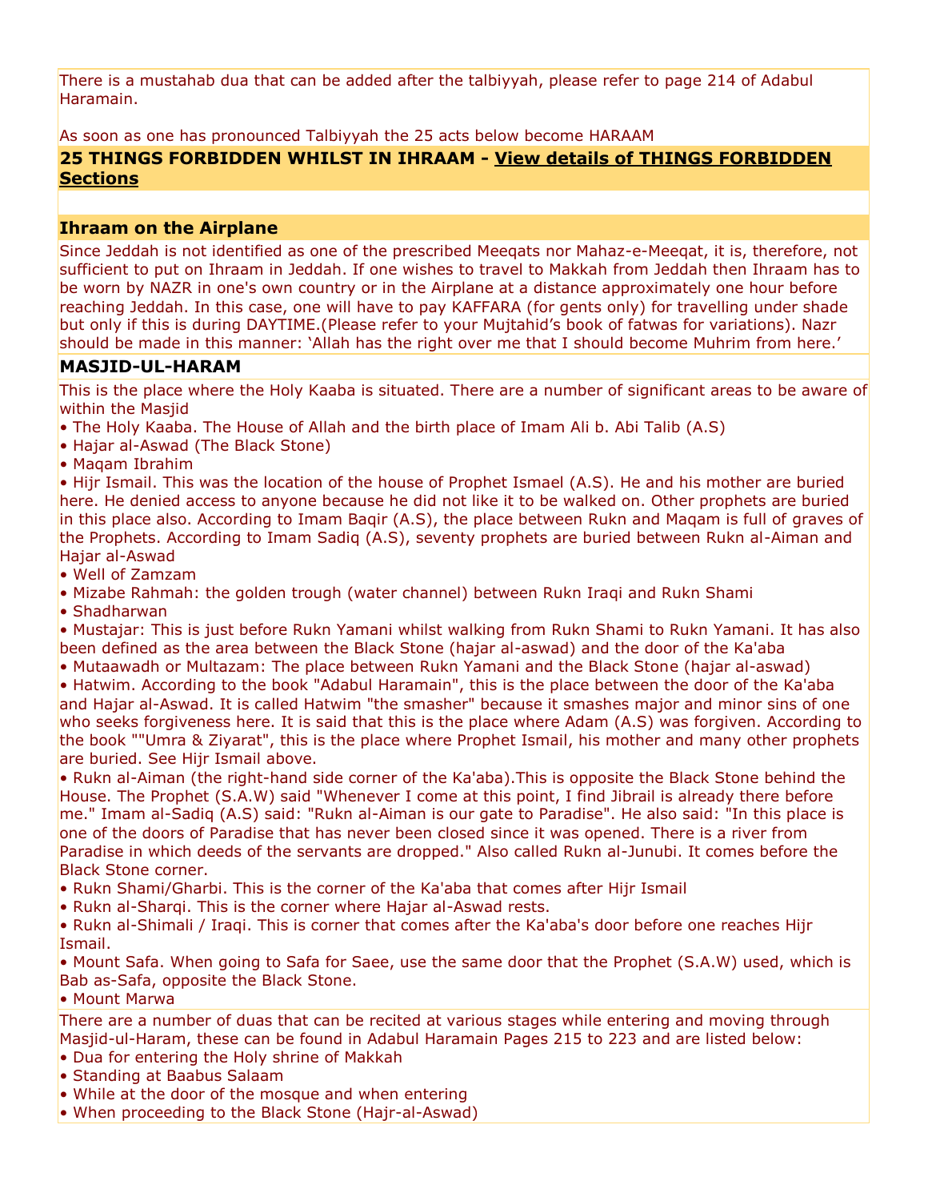There is a mustahab dua that can be added after the talbiyyah, please refer to page 214 of Adabul Haramain.

As soon as one has pronounced Talbiyyah the 25 acts below become HARAAM

## 25 THINGS FORBIDDEN WHILST IN IHRAAM - View details of THINGS FORBIDDEN Sections

## Ihraam on the Airplane

Since Jeddah is not identified as one of the prescribed Meeqats nor Mahaz-e-Meeqat, it is, therefore, not sufficient to put on Ihraam in Jeddah. If one wishes to travel to Makkah from Jeddah then Ihraam has to be worn by NAZR in one's own country or in the Airplane at a distance approximately one hour before reaching Jeddah. In this case, one will have to pay KAFFARA (for gents only) for travelling under shade but only if this is during DAYTIME.(Please refer to your Mujtahid's book of fatwas for variations). Nazr should be made in this manner: 'Allah has the right over me that I should become Muhrim from here.'

## MASJID-UL-HARAM

This is the place where the Holy Kaaba is situated. There are a number of significant areas to be aware of within the Masjid

- The Holy Kaaba. The House of Allah and the birth place of Imam Ali b. Abi Talib (A.S)
- Hajar al-Aswad (The Black Stone)
- Maqam Ibrahim
- Hijr Ismail. This was the location of the house of Prophet Ismael (A.S). He and his mother are buried here. He denied access to anyone because he did not like it to be walked on. Other prophets are buried in this place also. According to Imam Baqir (A.S), the place between Rukn and Maqam is full of graves of the Prophets. According to Imam Sadiq (A.S), seventy prophets are buried between Rukn al-Aiman and Hajar al-Aswad
- Well of Zamzam
- Mizabe Rahmah: the golden trough (water channel) between Rukn Iraqi and Rukn Shami
- Shadharwan
- Mustajar: This is just before Rukn Yamani whilst walking from Rukn Shami to Rukn Yamani. It has also been defined as the area between the Black Stone (hajar al-aswad) and the door of the Ka'aba
- Mutaawadh or Multazam: The place between Rukn Yamani and the Black Stone (hajar al-aswad)
- Hatwim. According to the book "Adabul Haramain", this is the place between the door of the Ka'aba and Hajar al-Aswad. It is called Hatwim "the smasher" because it smashes major and minor sins of one who seeks forgiveness here. It is said that this is the place where Adam (A.S) was forgiven. According to the book ""Umra & Ziyarat", this is the place where Prophet Ismail, his mother and many other prophets are buried. See Hijr Ismail above.
- Rukn al-Aiman (the right-hand side corner of the Ka'aba).This is opposite the Black Stone behind the House. The Prophet (S.A.W) said "Whenever I come at this point, I find Jibrail is already there before me." Imam al-Sadiq (A.S) said: "Rukn al-Aiman is our gate to Paradise". He also said: "In this place is one of the doors of Paradise that has never been closed since it was opened. There is a river from Paradise in which deeds of the servants are dropped." Also called Rukn al-Junubi. It comes before the Black Stone corner.
- Rukn Shami/Gharbi. This is the corner of the Ka'aba that comes after Hijr Ismail
- Rukn al-Sharqi. This is the corner where Hajar al-Aswad rests.
- Rukn al-Shimali / Iraqi. This is corner that comes after the Ka'aba's door before one reaches Hijr Ismail.
- Mount Safa. When going to Safa for Saee, use the same door that the Prophet (S.A.W) used, which is Bab as-Safa, opposite the Black Stone.
- Mount Marwa

There are a number of duas that can be recited at various stages while entering and moving through Masjid-ul-Haram, these can be found in Adabul Haramain Pages 215 to 223 and are listed below:

- Dua for entering the Holy shrine of Makkah
- Standing at Baabus Salaam
- While at the door of the mosque and when entering
- When proceeding to the Black Stone (Hajr-al-Aswad)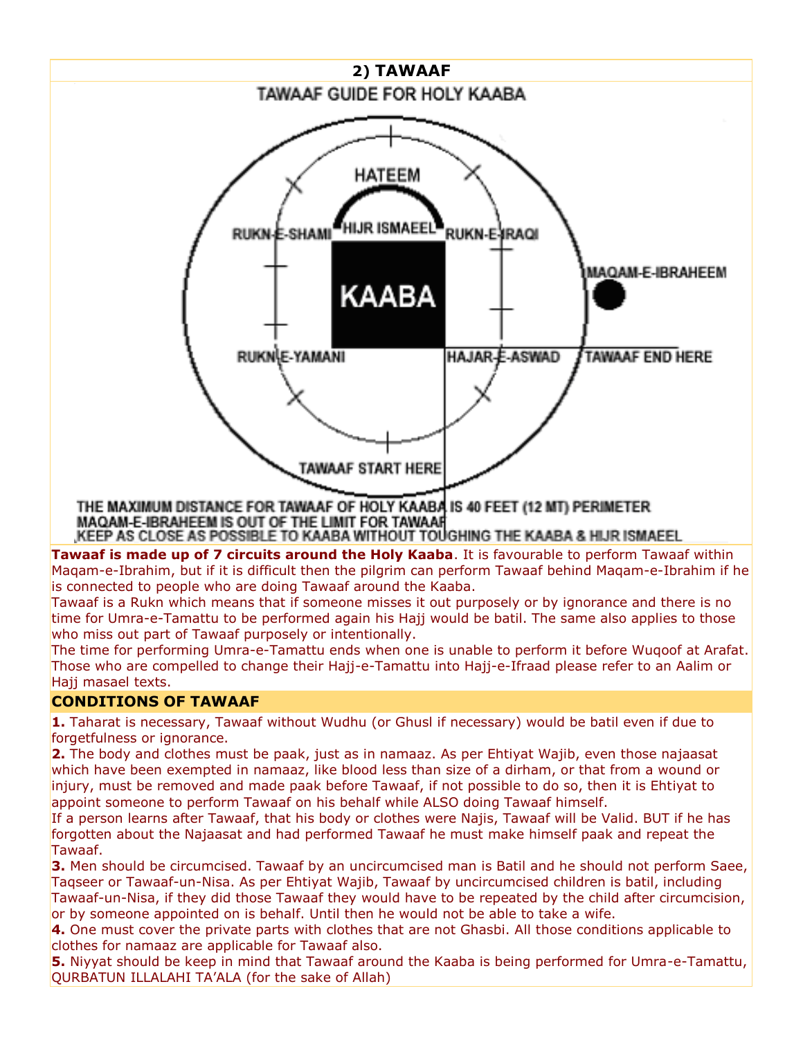## 2) TAWAAF

TAWAAF GUIDE FOR HOLY KAABA

HATEEM

HIJR ISMAEEL

RUKN-E-SHAMI

RUKN-E-IRAQI

KAABA

MAQAM-E-IBRAHEEM

RUKN-E-YAMANI

HAJAR-E-ASWAD

TAWAAF END HERE

TAWAAF START HERE

THE MAXIMUM DISTANCE FOR TAWAAF OF HOLY KAABA IS 40 FEET (12 MT) PERIMETER
MAQAM-E-IBRAHEEM IS OUT OF THE LIMIT FOR TAWAAF
KEEP AS CLOSE AS POSSIBLE TO KAABA WITHOUT TOUCHING THE KAABA & HIJR ISMAEEL

**Tawaaf is made up of 7 circuits around the Holy Kaaba**. It is favourable to perform Tawaaf within Maqam-e-Ibrahim, but if it is difficult then the pilgrim can perform Tawaaf behind Maqam-e-Ibrahim if he is connected to people who are doing Tawaaf around the Kaaba.

Tawaaf is a Rukn which means that if someone misses it out purposely or by ignorance and there is no time for Umra-e-Tamattu to be performed again his Hajj would be batil. The same also applies to those who miss out part of Tawaaf purposely or intentionally.

The time for performing Umra-e-Tamattu ends when one is unable to perform it before Wuqoof at Arafat. Those who are compelled to change their Hajj-e-Tamattu into Hajj-e-Ifraad please refer to an Aalim or Hajj masael texts.

### CONDITIONS OF TAWAAF

**1.** Taharat is necessary, Tawaaf without Wudhu (or Ghusl if necessary) would be batil even if due to forgetfulness or ignorance.

**2.** The body and clothes must be paak, just as in namaaz. As per Ehtiyat Wajib, even those najaasat which have been exempted in namaaz, like blood less than size of a dirham, or that from a wound or injury, must be removed and made paak before Tawaaf, if not possible to do so, then it is Ehtiyat to appoint someone to perform Tawaaf on his behalf while ALSO doing Tawaaf himself.

If a person learns after Tawaaf, that his body or clothes were Najis, Tawaaf will be Valid. BUT if he has forgotten about the Najaasat and had performed Tawaaf he must make himself paak and repeat the Tawaaf.

**3.** Men should be circumcised. Tawaaf by an uncircumcised man is Batil and he should not perform Saee, Taqseer or Tawaaf-un-Nisa. As per Ehtiyat Wajib, Tawaaf by uncircumcised children is batil, including Tawaaf-un-Nisa, if they did those Tawaaf they would have to be repeated by the child after circumcision, or by someone appointed on is behalf. Until then he would not be able to take a wife.

**4.** One must cover the private parts with clothes that are not Ghasbi. All those conditions applicable to clothes for namaaz are applicable for Tawaaf also.

**5.** Niyyat should be keep in mind that Tawaaf around the Kaaba is being performed for Umra-e-Tamattu, QURBATUN ILLALAHI TA'ALA (for the sake of Allah)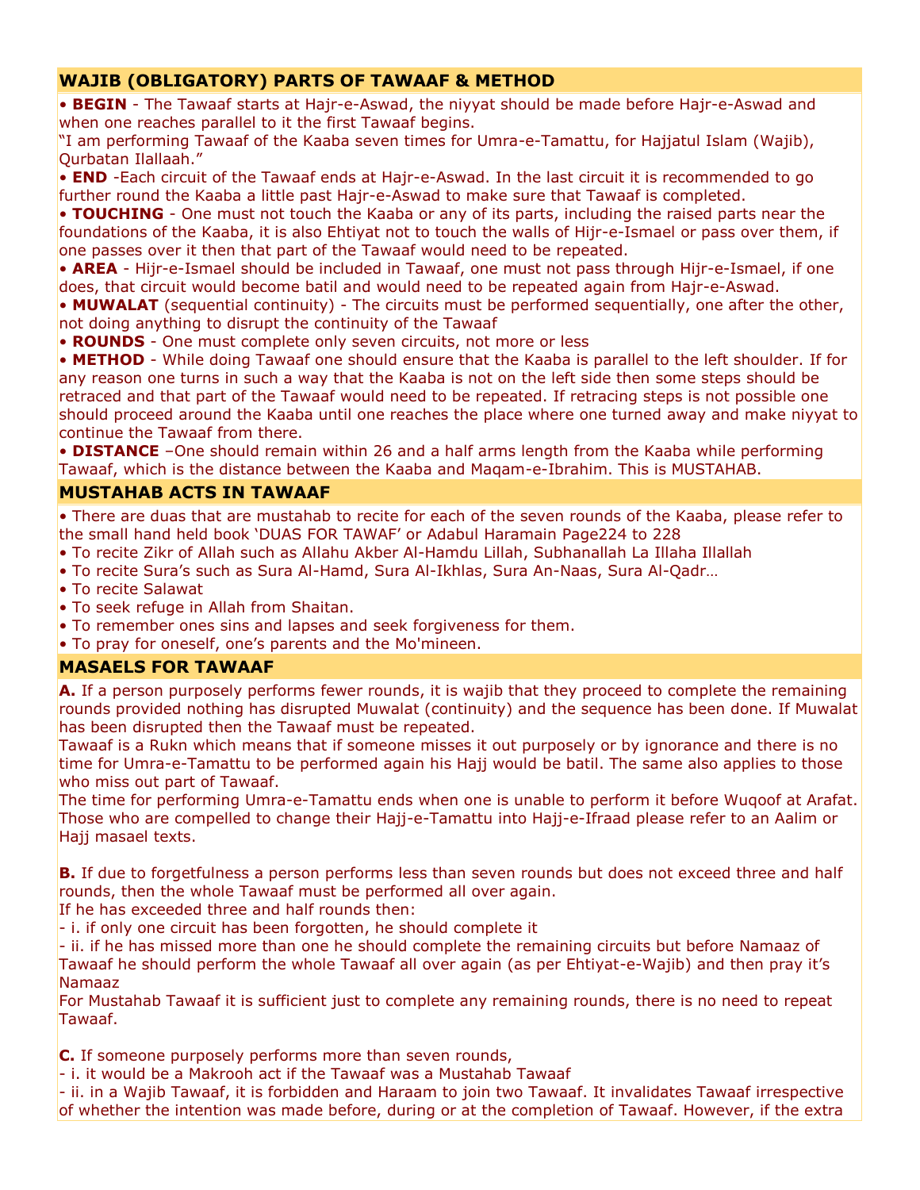## WAJIB (OBLIGATORY) PARTS OF TAWAAF & METHOD

• **BEGIN** - The Tawaaf starts at Hajr-e-Aswad, the niyyat should be made before Hajr-e-Aswad and when one reaches parallel to it the first Tawaaf begins.
"I am performing Tawaaf of the Kaaba seven times for Umra-e-Tamattu, for Hajjatul Islam (Wajib), Qurbatan Ilallaah."
• **END** -Each circuit of the Tawaaf ends at Hajr-e-Aswad. In the last circuit it is recommended to go further round the Kaaba a little past Hajr-e-Aswad to make sure that Tawaaf is completed.
• **TOUCHING** - One must not touch the Kaaba or any of its parts, including the raised parts near the foundations of the Kaaba, it is also Ehtiyat not to touch the walls of Hijr-e-Ismael or pass over them, if one passes over it then that part of the Tawaaf would need to be repeated.
• **AREA** - Hijr-e-Ismael should be included in Tawaaf, one must not pass through Hijr-e-Ismael, if one does, that circuit would become batil and would need to be repeated again from Hajr-e-Aswad.
• **MUWALAT** (sequential continuity) - The circuits must be performed sequentially, one after the other, not doing anything to disrupt the continuity of the Tawaaf
• **ROUNDS** - One must complete only seven circuits, not more or less
• **METHOD** - While doing Tawaaf one should ensure that the Kaaba is parallel to the left shoulder. If for any reason one turns in such a way that the Kaaba is not on the left side then some steps should be retraced and that part of the Tawaaf would need to be repeated. If retracing steps is not possible one should proceed around the Kaaba until one reaches the place where one turned away and make niyyat to continue the Tawaaf from there.
• **DISTANCE** –One should remain within 26 and a half arms length from the Kaaba while performing Tawaaf, which is the distance between the Kaaba and Maqam-e-Ibrahim. This is MUSTAHAB.

## MUSTAHAB ACTS IN TAWAAF

• There are duas that are mustahab to recite for each of the seven rounds of the Kaaba, please refer to the small hand held book 'DUAS FOR TAWAF' or Adabul Haramain Page224 to 228
• To recite Zikr of Allah such as Allahu Akber Al-Hamdu Lillah, Subhanallah La Illaha Illallah
• To recite Sura's such as Sura Al-Hamd, Sura Al-Ikhlas, Sura An-Naas, Sura Al-Qadr…
• To recite Salawat
• To seek refuge in Allah from Shaitan.
• To remember ones sins and lapses and seek forgiveness for them.
• To pray for oneself, one's parents and the Mo'mineen.

## MASAELS FOR TAWAAF

**A.** If a person purposely performs fewer rounds, it is wajib that they proceed to complete the remaining rounds provided nothing has disrupted Muwalat (continuity) and the sequence has been done. If Muwalat has been disrupted then the Tawaaf must be repeated.
Tawaaf is a Rukn which means that if someone misses it out purposely or by ignorance and there is no time for Umra-e-Tamattu to be performed again his Hajj would be batil. The same also applies to those who miss out part of Tawaaf.
The time for performing Umra-e-Tamattu ends when one is unable to perform it before Wuqoof at Arafat. Those who are compelled to change their Hajj-e-Tamattu into Hajj-e-Ifraad please refer to an Aalim or Hajj masael texts.

**B.** If due to forgetfulness a person performs less than seven rounds but does not exceed three and half rounds, then the whole Tawaaf must be performed all over again.
If he has exceeded three and half rounds then:
- i. if only one circuit has been forgotten, he should complete it
- ii. if he has missed more than one he should complete the remaining circuits but before Namaaz of Tawaaf he should perform the whole Tawaaf all over again (as per Ehtiyat-e-Wajib) and then pray it's Namaaz

For Mustahab Tawaaf it is sufficient just to complete any remaining rounds, there is no need to repeat Tawaaf.

**C.** If someone purposely performs more than seven rounds,
- i. it would be a Makrooh act if the Tawaaf was a Mustahab Tawaaf
- ii. in a Wajib Tawaaf, it is forbidden and Haraam to join two Tawaaf. It invalidates Tawaaf irrespective of whether the intention was made before, during or at the completion of Tawaaf. However, if the extra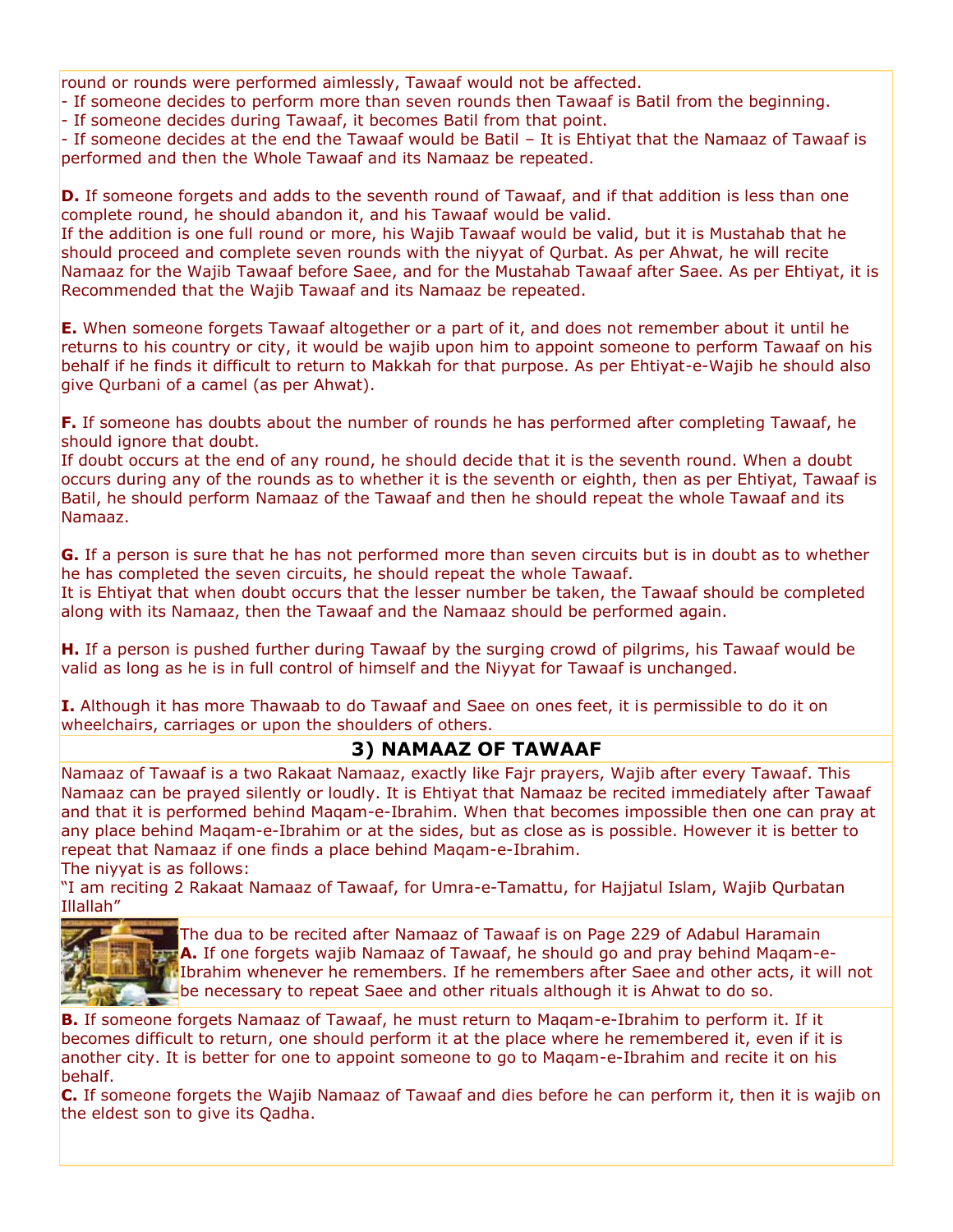round or rounds were performed aimlessly, Tawaaf would not be affected.
- If someone decides to perform more than seven rounds then Tawaaf is Batil from the beginning.
- If someone decides during Tawaaf, it becomes Batil from that point.
- If someone decides at the end the Tawaaf would be Batil – It is Ehtiyat that the Namaaz of Tawaaf is performed and then the Whole Tawaaf and its Namaaz be repeated.

**D.** If someone forgets and adds to the seventh round of Tawaaf, and if that addition is less than one complete round, he should abandon it, and his Tawaaf would be valid.
If the addition is one full round or more, his Wajib Tawaaf would be valid, but it is Mustahab that he should proceed and complete seven rounds with the niyyat of Qurbat. As per Ahwat, he will recite Namaaz for the Wajib Tawaaf before Saee, and for the Mustahab Tawaaf after Saee. As per Ehtiyat, it is Recommended that the Wajib Tawaaf and its Namaaz be repeated.

**E.** When someone forgets Tawaaf altogether or a part of it, and does not remember about it until he returns to his country or city, it would be wajib upon him to appoint someone to perform Tawaaf on his behalf if he finds it difficult to return to Makkah for that purpose. As per Ehtiyat-e-Wajib he should also give Qurbani of a camel (as per Ahwat).

**F.** If someone has doubts about the number of rounds he has performed after completing Tawaaf, he should ignore that doubt.
If doubt occurs at the end of any round, he should decide that it is the seventh round. When a doubt occurs during any of the rounds as to whether it is the seventh or eighth, then as per Ehtiyat, Tawaaf is Batil, he should perform Namaaz of the Tawaaf and then he should repeat the whole Tawaaf and its Namaaz.

**G.** If a person is sure that he has not performed more than seven circuits but is in doubt as to whether he has completed the seven circuits, he should repeat the whole Tawaaf.
It is Ehtiyat that when doubt occurs that the lesser number be taken, the Tawaaf should be completed along with its Namaaz, then the Tawaaf and the Namaaz should be performed again.

**H.** If a person is pushed further during Tawaaf by the surging crowd of pilgrims, his Tawaaf would be valid as long as he is in full control of himself and the Niyyat for Tawaaf is unchanged.

**I.** Although it has more Thawaab to do Tawaaf and Saee on ones feet, it is permissible to do it on wheelchairs, carriages or upon the shoulders of others.

## 3) NAMAAZ OF TAWAAF

Namaaz of Tawaaf is a two Rakaat Namaaz, exactly like Fajr prayers, Wajib after every Tawaaf. This Namaaz can be prayed silently or loudly. It is Ehtiyat that Namaaz be recited immediately after Tawaaf and that it is performed behind Maqam-e-Ibrahim. When that becomes impossible then one can pray at any place behind Maqam-e-Ibrahim or at the sides, but as close as is possible. However it is better to repeat that Namaaz if one finds a place behind Maqam-e-Ibrahim.
The niyyat is as follows:
"I am reciting 2 Rakaat Namaaz of Tawaaf, for Umra-e-Tamattu, for Hajjatul Islam, Wajib Qurbatan Illallah"

The dua to be recited after Namaaz of Tawaaf is on Page 229 of Adabul Haramain

**A.** If one forgets wajib Namaaz of Tawaaf, he should go and pray behind Maqam-e-Ibrahim whenever he remembers. If he remembers after Saee and other acts, it will not be necessary to repeat Saee and other rituals although it is Ahwat to do so.

**B.** If someone forgets Namaaz of Tawaaf, he must return to Maqam-e-Ibrahim to perform it. If it becomes difficult to return, one should perform it at the place where he remembered it, even if it is another city. It is better for one to appoint someone to go to Maqam-e-Ibrahim and recite it on his behalf.

**C.** If someone forgets the Wajib Namaaz of Tawaaf and dies before he can perform it, then it is wajib on the eldest son to give its Qadha.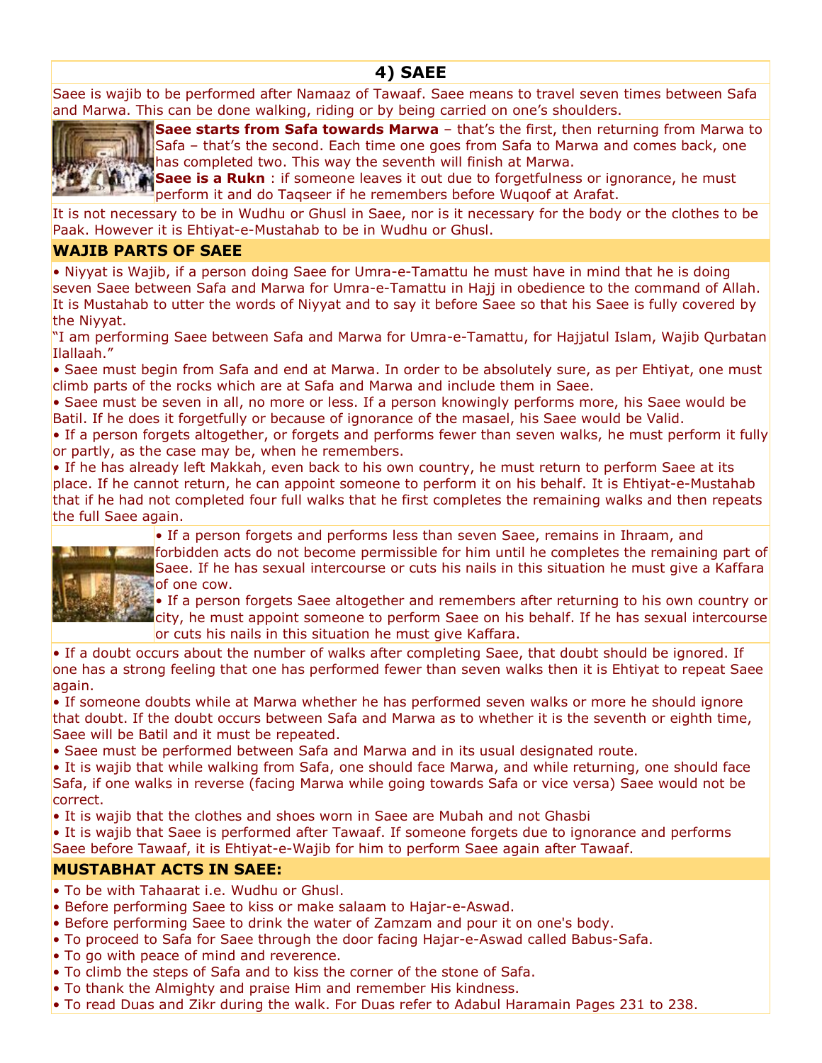## 4) SAEE

Saee is wajib to be performed after Namaaz of Tawaaf. Saee means to travel seven times between Safa and Marwa. This can be done walking, riding or by being carried on one's shoulders.

**Saee starts from Safa towards Marwa** – that's the first, then returning from Marwa to Safa – that's the second. Each time one goes from Safa to Marwa and comes back, one has completed two. This way the seventh will finish at Marwa.

**Saee is a Rukn** : if someone leaves it out due to forgetfulness or ignorance, he must perform it and do Taqseer if he remembers before Wuqoof at Arafat.

It is not necessary to be in Wudhu or Ghusl in Saee, nor is it necessary for the body or the clothes to be Paak. However it is Ehtiyat-e-Mustahab to be in Wudhu or Ghusl.

### WAJIB PARTS OF SAEE

- Niyyat is Wajib, if a person doing Saee for Umra-e-Tamattu he must have in mind that he is doing seven Saee between Safa and Marwa for Umra-e-Tamattu in Hajj in obedience to the command of Allah. It is Mustahab to utter the words of Niyyat and to say it before Saee so that his Saee is fully covered by the Niyyat.

"I am performing Saee between Safa and Marwa for Umra-e-Tamattu, for Hajjatul Islam, Wajib Qurbatan Ilallaah."

- Saee must begin from Safa and end at Marwa. In order to be absolutely sure, as per Ehtiyat, one must climb parts of the rocks which are at Safa and Marwa and include them in Saee.
- Saee must be seven in all, no more or less. If a person knowingly performs more, his Saee would be Batil. If he does it forgetfully or because of ignorance of the masael, his Saee would be Valid.
- If a person forgets altogether, or forgets and performs fewer than seven walks, he must perform it fully or partly, as the case may be, when he remembers.
- If he has already left Makkah, even back to his own country, he must return to perform Saee at its place. If he cannot return, he can appoint someone to perform it on his behalf. It is Ehtiyat-e-Mustahab that if he had not completed four full walks that he first completes the remaining walks and then repeats the full Saee again.
- If a person forgets and performs less than seven Saee, remains in Ihraam, and forbidden acts do not become permissible for him until he completes the remaining part of Saee. If he has sexual intercourse or cuts his nails in this situation he must give a Kaffara of one cow.
- If a person forgets Saee altogether and remembers after returning to his own country or city, he must appoint someone to perform Saee on his behalf. If he has sexual intercourse or cuts his nails in this situation he must give Kaffara.
- If a doubt occurs about the number of walks after completing Saee, that doubt should be ignored. If one has a strong feeling that one has performed fewer than seven walks then it is Ehtiyat to repeat Saee again.
- If someone doubts while at Marwa whether he has performed seven walks or more he should ignore that doubt. If the doubt occurs between Safa and Marwa as to whether it is the seventh or eighth time, Saee will be Batil and it must be repeated.
- Saee must be performed between Safa and Marwa and in its usual designated route.
- It is wajib that while walking from Safa, one should face Marwa, and while returning, one should face Safa, if one walks in reverse (facing Marwa while going towards Safa or vice versa) Saee would not be correct.
- It is wajib that the clothes and shoes worn in Saee are Mubah and not Ghasbi
- It is wajib that Saee is performed after Tawaaf. If someone forgets due to ignorance and performs Saee before Tawaaf, it is Ehtiyat-e-Wajib for him to perform Saee again after Tawaaf.

### MUSTABHAT ACTS IN SAEE:

- To be with Tahaarat i.e. Wudhu or Ghusl.
- Before performing Saee to kiss or make salaam to Hajar-e-Aswad.
- Before performing Saee to drink the water of Zamzam and pour it on one's body.
- To proceed to Safa for Saee through the door facing Hajar-e-Aswad called Babus-Safa.
- To go with peace of mind and reverence.
- To climb the steps of Safa and to kiss the corner of the stone of Safa.
- To thank the Almighty and praise Him and remember His kindness.
- To read Duas and Zikr during the walk. For Duas refer to Adabul Haramain Pages 231 to 238.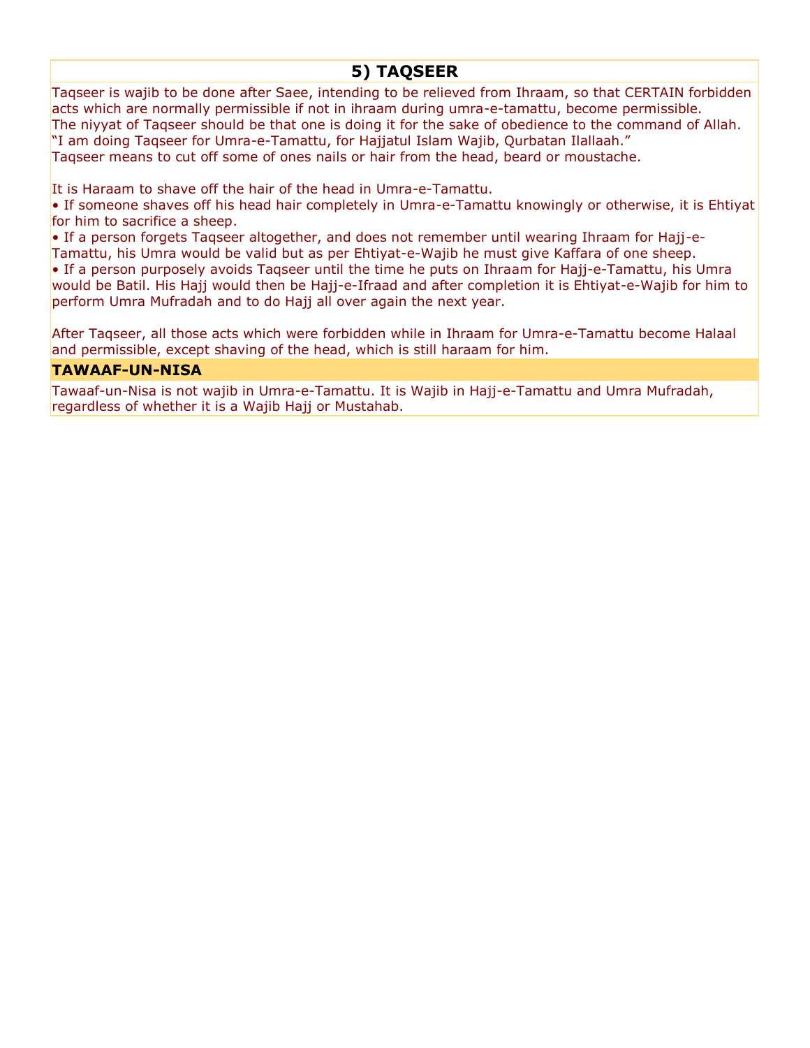## 5) TAQSEER

Taqseer is wajib to be done after Saee, intending to be relieved from Ihraam, so that CERTAIN forbidden acts which are normally permissible if not in ihraam during umra-e-tamattu, become permissible.
The niyyat of Taqseer should be that one is doing it for the sake of obedience to the command of Allah.
"I am doing Taqseer for Umra-e-Tamattu, for Hajjatul Islam Wajib, Qurbatan Ilallaah."
Taqseer means to cut off some of ones nails or hair from the head, beard or moustache.

It is Haraam to shave off the hair of the head in Umra-e-Tamattu.

- If someone shaves off his head hair completely in Umra-e-Tamattu knowingly or otherwise, it is Ehtiyat for him to sacrifice a sheep.
- If a person forgets Taqseer altogether, and does not remember until wearing Ihraam for Hajj-e-Tamattu, his Umra would be valid but as per Ehtiyat-e-Wajib he must give Kaffara of one sheep.
- If a person purposely avoids Taqseer until the time he puts on Ihraam for Hajj-e-Tamattu, his Umra would be Batil. His Hajj would then be Hajj-e-Ifraad and after completion it is Ehtiyat-e-Wajib for him to perform Umra Mufradah and to do Hajj all over again the next year.

After Taqseer, all those acts which were forbidden while in Ihraam for Umra-e-Tamattu become Halaal and permissible, except shaving of the head, which is still haraam for him.

### TAWAAF-UN-NISA

Tawaaf-un-Nisa is not wajib in Umra-e-Tamattu. It is Wajib in Hajj-e-Tamattu and Umra Mufradah, regardless of whether it is a Wajib Hajj or Mustahab.